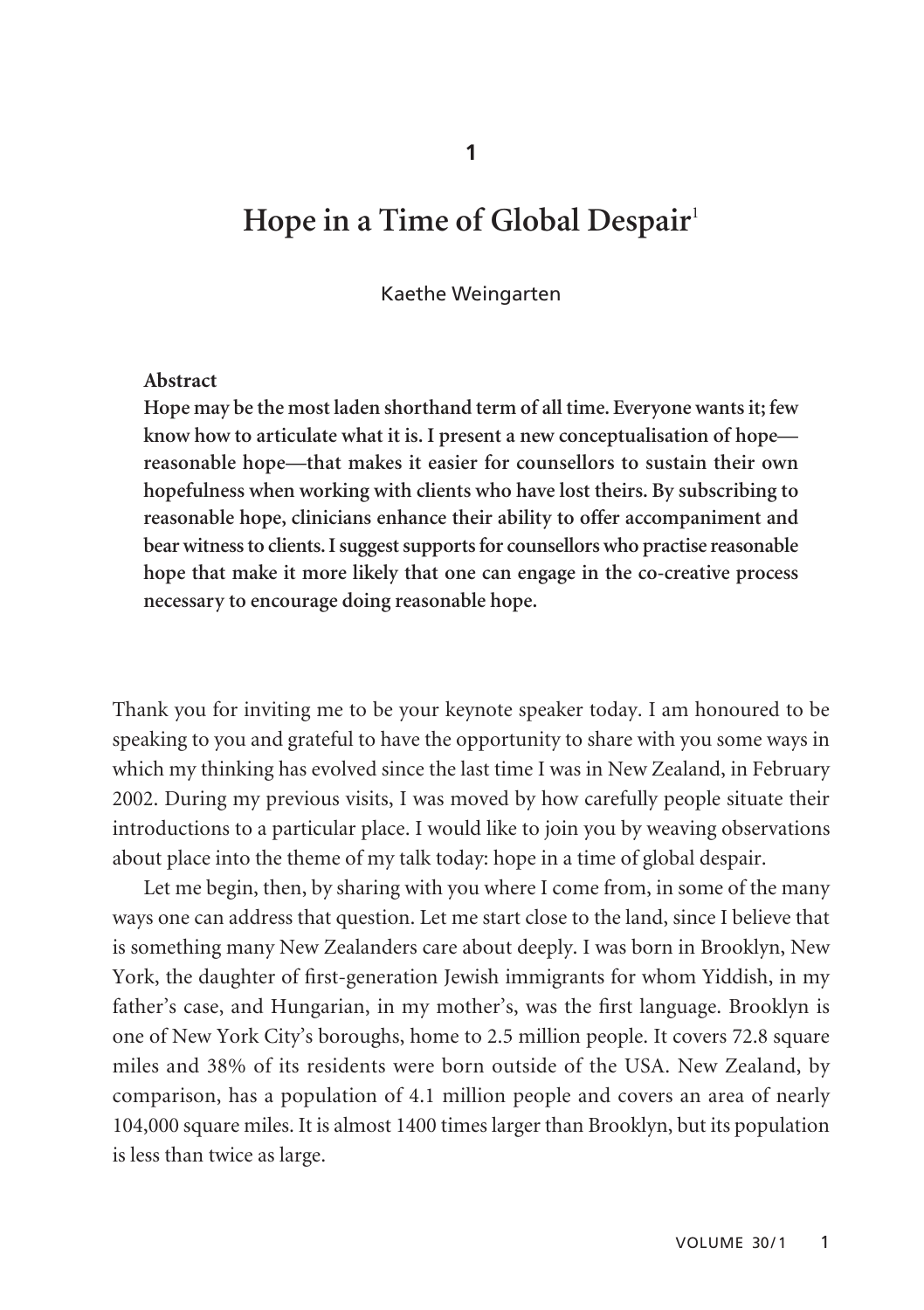# 1

# Hope in a Time of Global Despair[1]

Kaethe Weingarten

**Abstract**

**Hope may be the most laden shorthand term of all time. Everyone wants it; few know how to articulate what it is. I present a new conceptualisation of hope—reasonable hope—that makes it easier for counsellors to sustain their own hopefulness when working with clients who have lost theirs. By subscribing to reasonable hope, clinicians enhance their ability to offer accompaniment and bear witness to clients. I suggest supports for counsellors who practise reasonable hope that make it more likely that one can engage in the co-creative process necessary to encourage doing reasonable hope.**

Thank you for inviting me to be your keynote speaker today. I am honoured to be speaking to you and grateful to have the opportunity to share with you some ways in which my thinking has evolved since the last time I was in New Zealand, in February 2002. During my previous visits, I was moved by how carefully people situate their introductions to a particular place. I would like to join you by weaving observations about place into the theme of my talk today: hope in a time of global despair.

Let me begin, then, by sharing with you where I come from, in some of the many ways one can address that question. Let me start close to the land, since I believe that is something many New Zealanders care about deeply. I was born in Brooklyn, New York, the daughter of first-generation Jewish immigrants for whom Yiddish, in my father's case, and Hungarian, in my mother's, was the first language. Brooklyn is one of New York City's boroughs, home to 2.5 million people. It covers 72.8 square miles and 38% of its residents were born outside of the USA. New Zealand, by comparison, has a population of 4.1 million people and covers an area of nearly 104,000 square miles. It is almost 1400 times larger than Brooklyn, but its population is less than twice as large.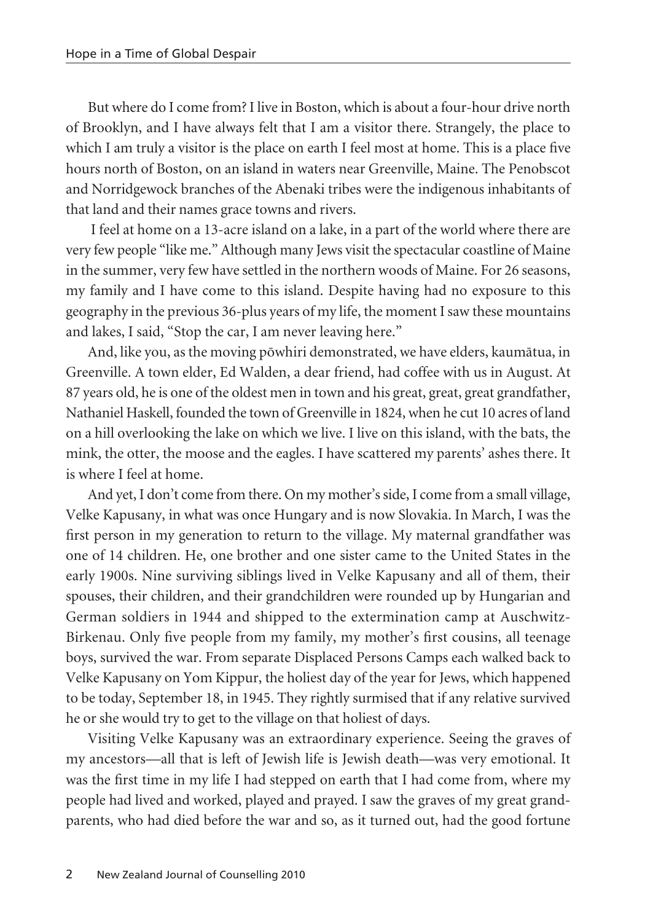But where do I come from? I live in Boston, which is about a four-hour drive north of Brooklyn, and I have always felt that I am a visitor there. Strangely, the place to which I am truly a visitor is the place on earth I feel most at home. This is a place five hours north of Boston, on an island in waters near Greenville, Maine. The Penobscot and Norridgewock branches of the Abenaki tribes were the indigenous inhabitants of that land and their names grace towns and rivers.

I feel at home on a 13-acre island on a lake, in a part of the world where there are very few people "like me." Although many Jews visit the spectacular coastline of Maine in the summer, very few have settled in the northern woods of Maine. For 26 seasons, my family and I have come to this island. Despite having had no exposure to this geography in the previous 36-plus years of my life, the moment I saw these mountains and lakes, I said, "Stop the car, I am never leaving here."

And, like you, as the moving pōwhiri demonstrated, we have elders, kaumātua, in Greenville. A town elder, Ed Walden, a dear friend, had coffee with us in August. At 87 years old, he is one of the oldest men in town and his great, great, great grandfather, Nathaniel Haskell, founded the town of Greenville in 1824, when he cut 10 acres of land on a hill overlooking the lake on which we live. I live on this island, with the bats, the mink, the otter, the moose and the eagles. I have scattered my parents' ashes there. It is where I feel at home.

And yet, I don't come from there. On my mother's side, I come from a small village, Velke Kapusany, in what was once Hungary and is now Slovakia. In March, I was the first person in my generation to return to the village. My maternal grandfather was one of 14 children. He, one brother and one sister came to the United States in the early 1900s. Nine surviving siblings lived in Velke Kapusany and all of them, their spouses, their children, and their grandchildren were rounded up by Hungarian and German soldiers in 1944 and shipped to the extermination camp at Auschwitz-Birkenau. Only five people from my family, my mother's first cousins, all teenage boys, survived the war. From separate Displaced Persons Camps each walked back to Velke Kapusany on Yom Kippur, the holiest day of the year for Jews, which happened to be today, September 18, in 1945. They rightly surmised that if any relative survived he or she would try to get to the village on that holiest of days.

Visiting Velke Kapusany was an extraordinary experience. Seeing the graves of my ancestors—all that is left of Jewish life is Jewish death—was very emotional. It was the first time in my life I had stepped on earth that I had come from, where my people had lived and worked, played and prayed. I saw the graves of my great grandparents, who had died before the war and so, as it turned out, had the good fortune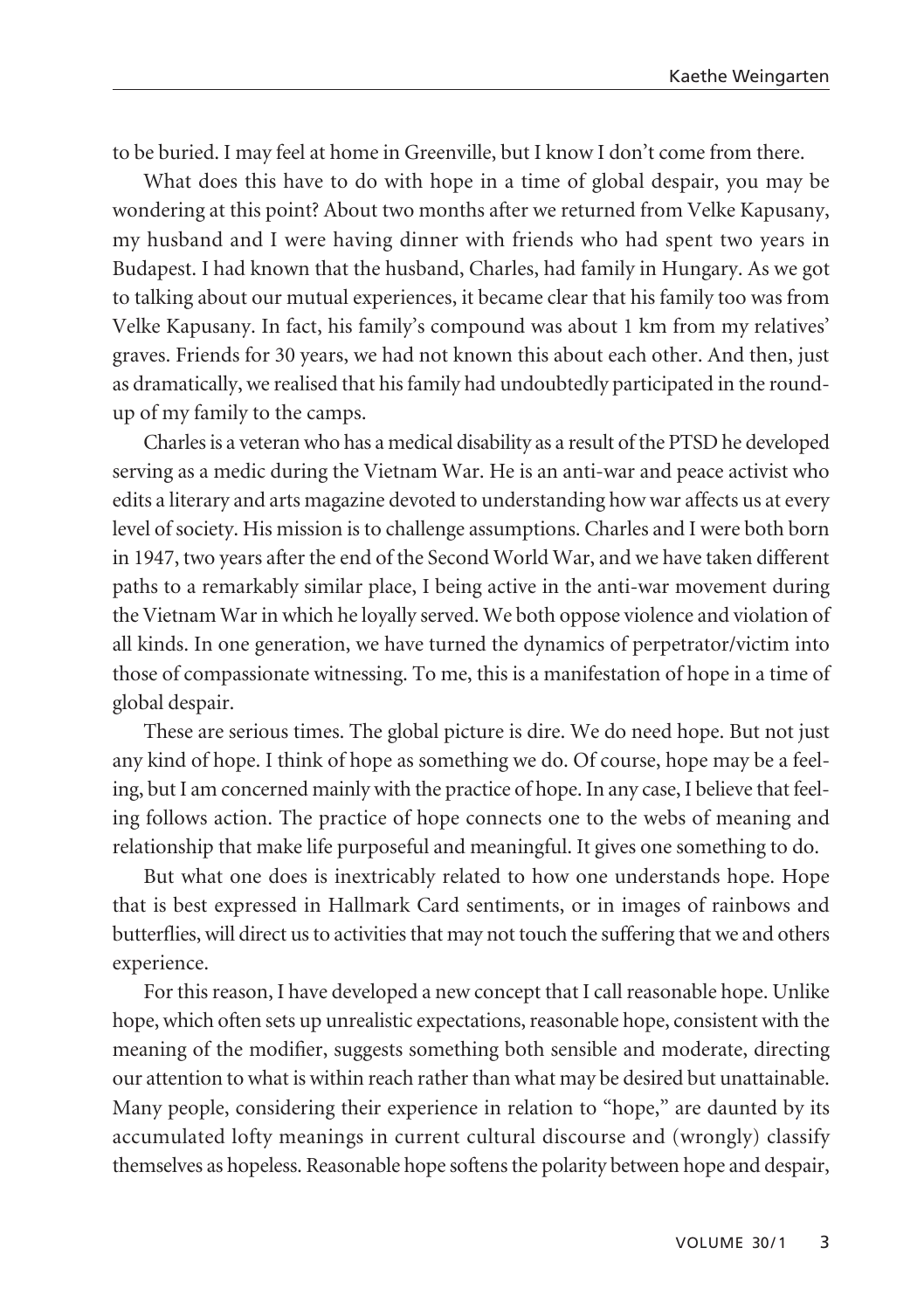to be buried. I may feel at home in Greenville, but I know I don't come from there.

What does this have to do with hope in a time of global despair, you may be wondering at this point? About two months after we returned from Velke Kapusany, my husband and I were having dinner with friends who had spent two years in Budapest. I had known that the husband, Charles, had family in Hungary. As we got to talking about our mutual experiences, it became clear that his family too was from Velke Kapusany. In fact, his family's compound was about 1 km from my relatives' graves. Friends for 30 years, we had not known this about each other. And then, just as dramatically, we realised that his family had undoubtedly participated in the round-up of my family to the camps.

Charles is a veteran who has a medical disability as a result of the PTSD he developed serving as a medic during the Vietnam War. He is an anti-war and peace activist who edits a literary and arts magazine devoted to understanding how war affects us at every level of society. His mission is to challenge assumptions. Charles and I were both born in 1947, two years after the end of the Second World War, and we have taken different paths to a remarkably similar place, I being active in the anti-war movement during the Vietnam War in which he loyally served. We both oppose violence and violation of all kinds. In one generation, we have turned the dynamics of perpetrator/victim into those of compassionate witnessing. To me, this is a manifestation of hope in a time of global despair.

These are serious times. The global picture is dire. We do need hope. But not just any kind of hope. I think of hope as something we do. Of course, hope may be a feeling, but I am concerned mainly with the practice of hope. In any case, I believe that feeling follows action. The practice of hope connects one to the webs of meaning and relationship that make life purposeful and meaningful. It gives one something to do.

But what one does is inextricably related to how one understands hope. Hope that is best expressed in Hallmark Card sentiments, or in images of rainbows and butterflies, will direct us to activities that may not touch the suffering that we and others experience.

For this reason, I have developed a new concept that I call reasonable hope. Unlike hope, which often sets up unrealistic expectations, reasonable hope, consistent with the meaning of the modifier, suggests something both sensible and moderate, directing our attention to what is within reach rather than what may be desired but unattainable. Many people, considering their experience in relation to "hope," are daunted by its accumulated lofty meanings in current cultural discourse and (wrongly) classify themselves as hopeless. Reasonable hope softens the polarity between hope and despair,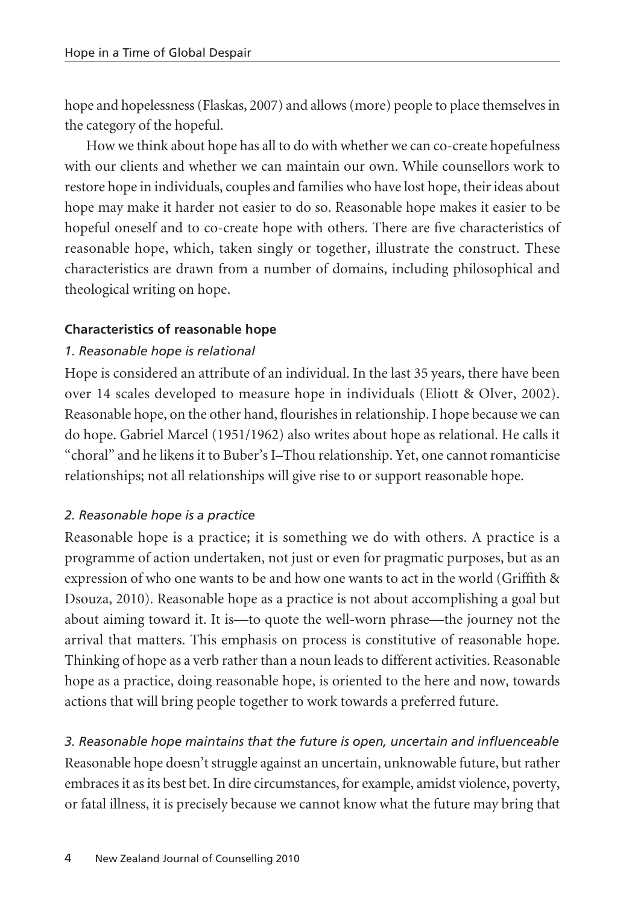hope and hopelessness (Flaskas, 2007) and allows (more) people to place themselves in the category of the hopeful.

How we think about hope has all to do with whether we can co-create hopefulness with our clients and whether we can maintain our own. While counsellors work to restore hope in individuals, couples and families who have lost hope, their ideas about hope may make it harder not easier to do so. Reasonable hope makes it easier to be hopeful oneself and to co-create hope with others. There are five characteristics of reasonable hope, which, taken singly or together, illustrate the construct. These characteristics are drawn from a number of domains, including philosophical and theological writing on hope.

### Characteristics of reasonable hope

#### *1. Reasonable hope is relational*

Hope is considered an attribute of an individual. In the last 35 years, there have been over 14 scales developed to measure hope in individuals (Eliott & Olver, 2002). Reasonable hope, on the other hand, flourishes in relationship. I hope because we can do hope. Gabriel Marcel (1951/1962) also writes about hope as relational. He calls it "choral" and he likens it to Buber's I–Thou relationship. Yet, one cannot romanticise relationships; not all relationships will give rise to or support reasonable hope.

#### *2. Reasonable hope is a practice*

Reasonable hope is a practice; it is something we do with others. A practice is a programme of action undertaken, not just or even for pragmatic purposes, but as an expression of who one wants to be and how one wants to act in the world (Griffith & Dsouza, 2010). Reasonable hope as a practice is not about accomplishing a goal but about aiming toward it. It is—to quote the well-worn phrase—the journey not the arrival that matters. This emphasis on process is constitutive of reasonable hope. Thinking of hope as a verb rather than a noun leads to different activities. Reasonable hope as a practice, doing reasonable hope, is oriented to the here and now, towards actions that will bring people together to work towards a preferred future.

#### *3. Reasonable hope maintains that the future is open, uncertain and influenceable*

Reasonable hope doesn't struggle against an uncertain, unknowable future, but rather embraces it as its best bet. In dire circumstances, for example, amidst violence, poverty, or fatal illness, it is precisely because we cannot know what the future may bring that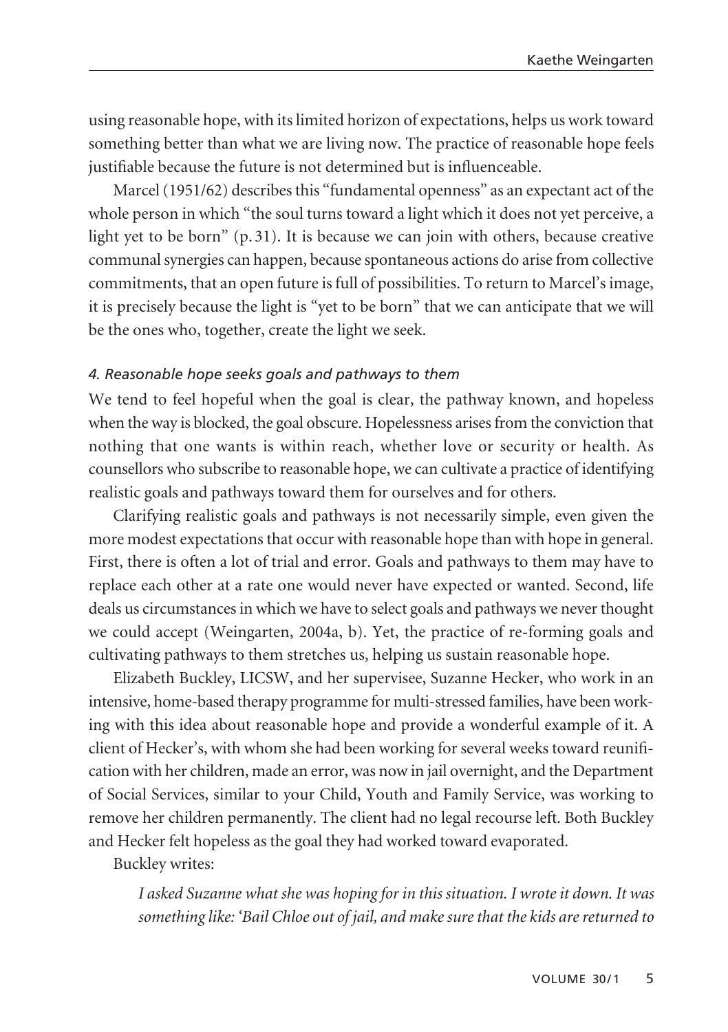using reasonable hope, with its limited horizon of expectations, helps us work toward something better than what we are living now. The practice of reasonable hope feels justifiable because the future is not determined but is influenceable.

Marcel (1951/62) describes this "fundamental openness" as an expectant act of the whole person in which "the soul turns toward a light which it does not yet perceive, a light yet to be born" (p. 31). It is because we can join with others, because creative communal synergies can happen, because spontaneous actions do arise from collective commitments, that an open future is full of possibilities. To return to Marcel's image, it is precisely because the light is "yet to be born" that we can anticipate that we will be the ones who, together, create the light we seek.

#### *4. Reasonable hope seeks goals and pathways to them*

We tend to feel hopeful when the goal is clear, the pathway known, and hopeless when the way is blocked, the goal obscure. Hopelessness arises from the conviction that nothing that one wants is within reach, whether love or security or health. As counsellors who subscribe to reasonable hope, we can cultivate a practice of identifying realistic goals and pathways toward them for ourselves and for others.

Clarifying realistic goals and pathways is not necessarily simple, even given the more modest expectations that occur with reasonable hope than with hope in general. First, there is often a lot of trial and error. Goals and pathways to them may have to replace each other at a rate one would never have expected or wanted. Second, life deals us circumstances in which we have to select goals and pathways we never thought we could accept (Weingarten, 2004a, b). Yet, the practice of re-forming goals and cultivating pathways to them stretches us, helping us sustain reasonable hope.

Elizabeth Buckley, LICSW, and her supervisee, Suzanne Hecker, who work in an intensive, home-based therapy programme for multi-stressed families, have been working with this idea about reasonable hope and provide a wonderful example of it. A client of Hecker's, with whom she had been working for several weeks toward reunification with her children, made an error, was now in jail overnight, and the Department of Social Services, similar to your Child, Youth and Family Service, was working to remove her children permanently. The client had no legal recourse left. Both Buckley and Hecker felt hopeless as the goal they had worked toward evaporated.

Buckley writes:

> *I asked Suzanne what she was hoping for in this situation. I wrote it down. It was something like: 'Bail Chloe out of jail, and make sure that the kids are returned to*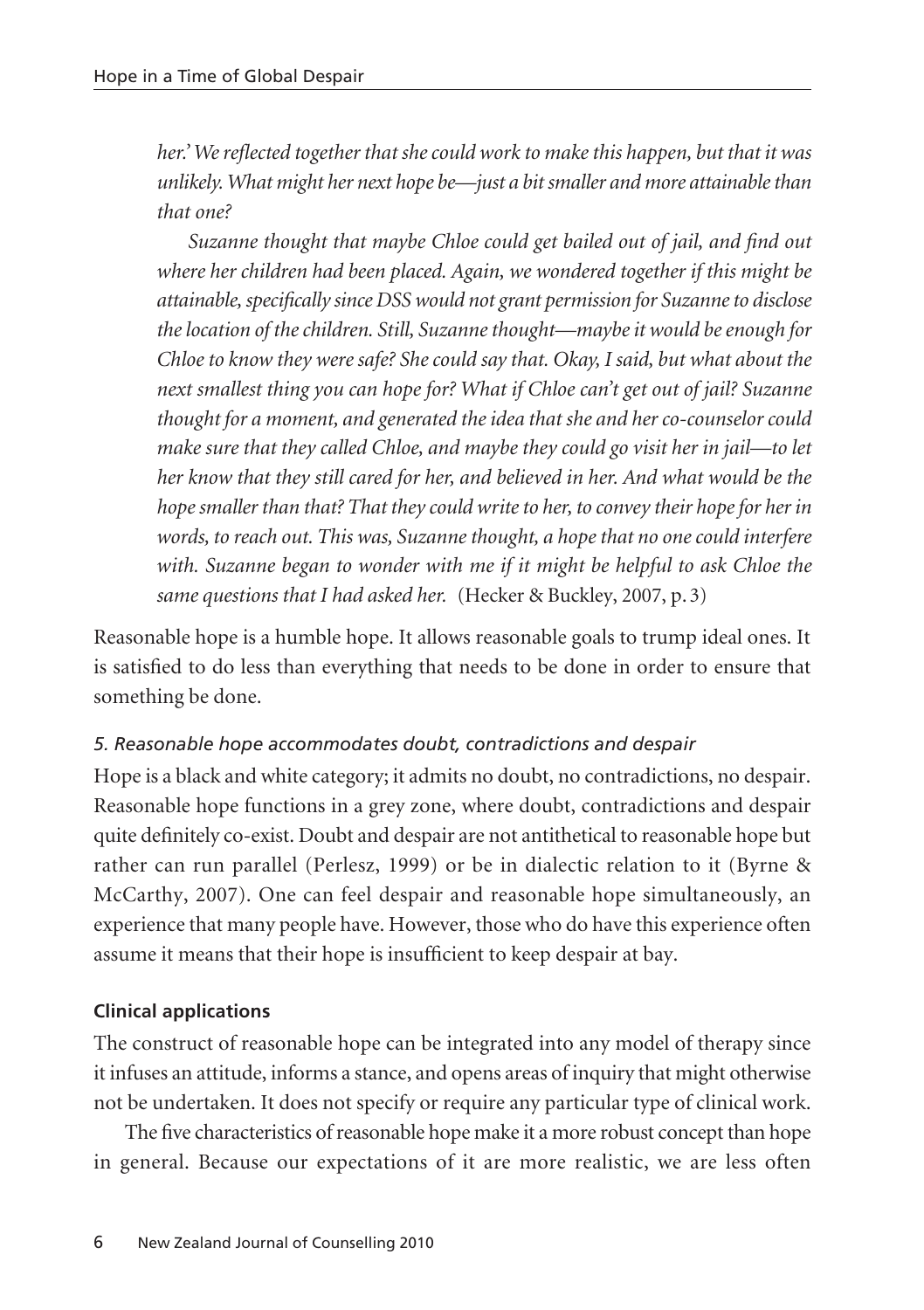*her.' We reflected together that she could work to make this happen, but that it was unlikely. What might her next hope be—just a bit smaller and more attainable than that one?*

*Suzanne thought that maybe Chloe could get bailed out of jail, and find out where her children had been placed. Again, we wondered together if this might be attainable, specifically since DSS would not grant permission for Suzanne to disclose the location of the children. Still, Suzanne thought—maybe it would be enough for Chloe to know they were safe? She could say that. Okay, I said, but what about the next smallest thing you can hope for? What if Chloe can't get out of jail? Suzanne thought for a moment, and generated the idea that she and her co-counselor could make sure that they called Chloe, and maybe they could go visit her in jail—to let her know that they still cared for her, and believed in her. And what would be the hope smaller than that? That they could write to her, to convey their hope for her in words, to reach out. This was, Suzanne thought, a hope that no one could interfere with. Suzanne began to wonder with me if it might be helpful to ask Chloe the same questions that I had asked her.* (Hecker & Buckley, 2007, p. 3)

Reasonable hope is a humble hope. It allows reasonable goals to trump ideal ones. It is satisfied to do less than everything that needs to be done in order to ensure that something be done.

#### *5. Reasonable hope accommodates doubt, contradictions and despair*

Hope is a black and white category; it admits no doubt, no contradictions, no despair. Reasonable hope functions in a grey zone, where doubt, contradictions and despair quite definitely co-exist. Doubt and despair are not antithetical to reasonable hope but rather can run parallel (Perlesz, 1999) or be in dialectic relation to it (Byrne & McCarthy, 2007). One can feel despair and reasonable hope simultaneously, an experience that many people have. However, those who do have this experience often assume it means that their hope is insufficient to keep despair at bay.

### **Clinical applications**

The construct of reasonable hope can be integrated into any model of therapy since it infuses an attitude, informs a stance, and opens areas of inquiry that might otherwise not be undertaken. It does not specify or require any particular type of clinical work.

The five characteristics of reasonable hope make it a more robust concept than hope in general. Because our expectations of it are more realistic, we are less often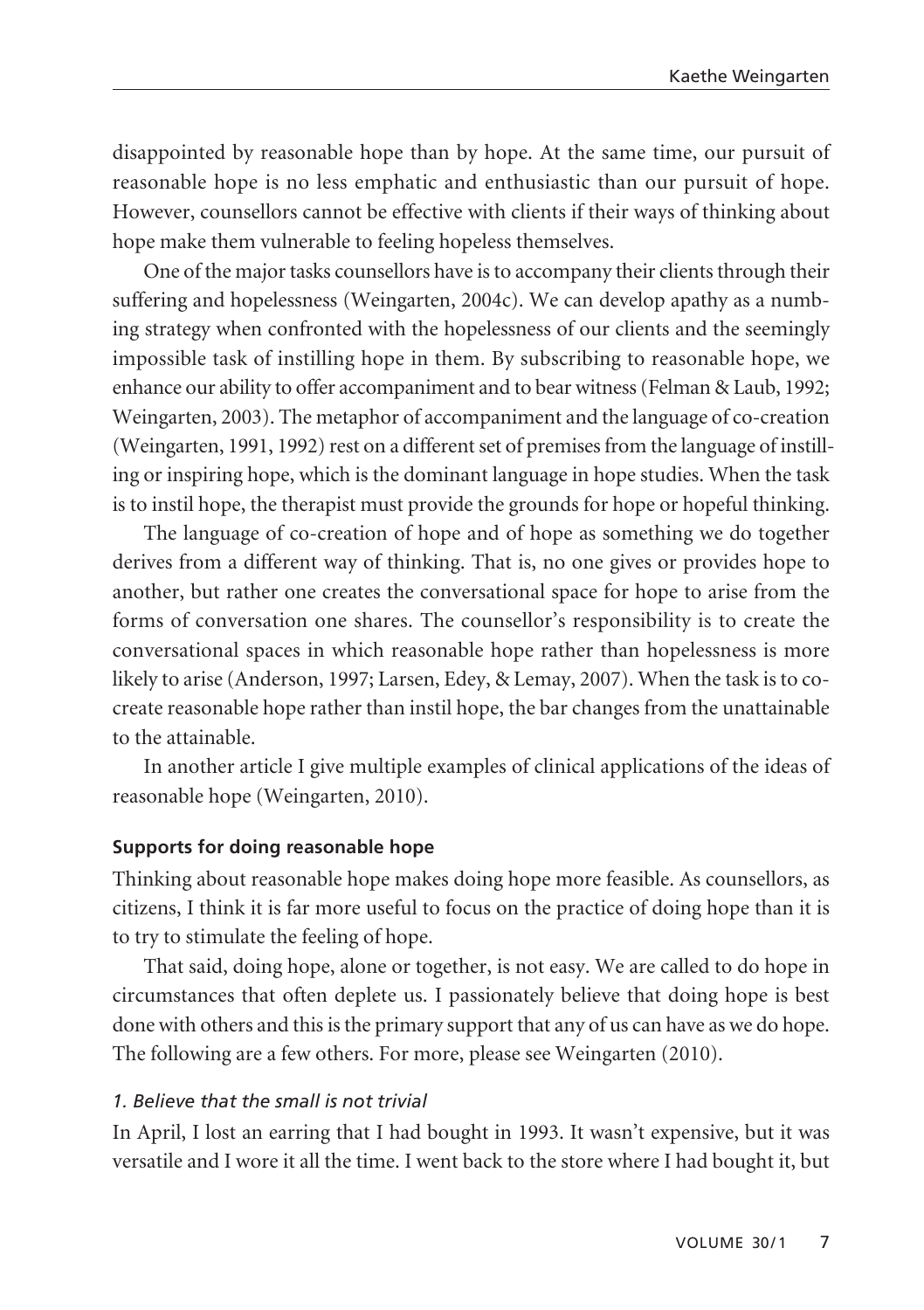disappointed by reasonable hope than by hope. At the same time, our pursuit of reasonable hope is no less emphatic and enthusiastic than our pursuit of hope. However, counsellors cannot be effective with clients if their ways of thinking about hope make them vulnerable to feeling hopeless themselves.

One of the major tasks counsellors have is to accompany their clients through their suffering and hopelessness (Weingarten, 2004c). We can develop apathy as a numbing strategy when confronted with the hopelessness of our clients and the seemingly impossible task of instilling hope in them. By subscribing to reasonable hope, we enhance our ability to offer accompaniment and to bear witness (Felman & Laub, 1992; Weingarten, 2003). The metaphor of accompaniment and the language of co-creation (Weingarten, 1991, 1992) rest on a different set of premises from the language of instilling or inspiring hope, which is the dominant language in hope studies. When the task is to instil hope, the therapist must provide the grounds for hope or hopeful thinking.

The language of co-creation of hope and of hope as something we do together derives from a different way of thinking. That is, no one gives or provides hope to another, but rather one creates the conversational space for hope to arise from the forms of conversation one shares. The counsellor's responsibility is to create the conversational spaces in which reasonable hope rather than hopelessness is more likely to arise (Anderson, 1997; Larsen, Edey, & Lemay, 2007). When the task is to co-create reasonable hope rather than instil hope, the bar changes from the unattainable to the attainable.

In another article I give multiple examples of clinical applications of the ideas of reasonable hope (Weingarten, 2010).

**Supports for doing reasonable hope**

Thinking about reasonable hope makes doing hope more feasible. As counsellors, as citizens, I think it is far more useful to focus on the practice of doing hope than it is to try to stimulate the feeling of hope.

That said, doing hope, alone or together, is not easy. We are called to do hope in circumstances that often deplete us. I passionately believe that doing hope is best done with others and this is the primary support that any of us can have as we do hope. The following are a few others. For more, please see Weingarten (2010).

*1. Believe that the small is not trivial*

In April, I lost an earring that I had bought in 1993. It wasn't expensive, but it was versatile and I wore it all the time. I went back to the store where I had bought it, but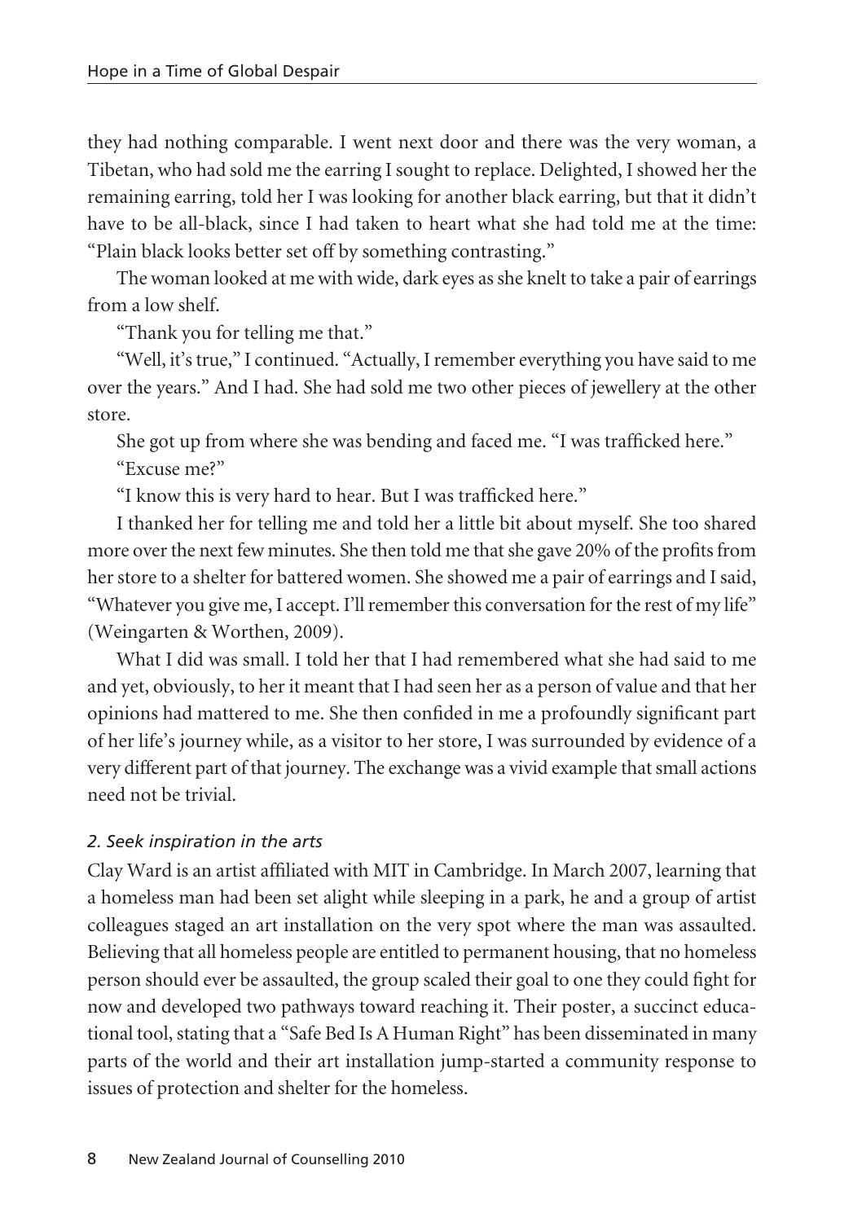they had nothing comparable. I went next door and there was the very woman, a Tibetan, who had sold me the earring I sought to replace. Delighted, I showed her the remaining earring, told her I was looking for another black earring, but that it didn't have to be all-black, since I had taken to heart what she had told me at the time: "Plain black looks better set off by something contrasting."

The woman looked at me with wide, dark eyes as she knelt to take a pair of earrings from a low shelf.

"Thank you for telling me that."

"Well, it's true," I continued. "Actually, I remember everything you have said to me over the years." And I had. She had sold me two other pieces of jewellery at the other store.

She got up from where she was bending and faced me. "I was trafficked here."

"Excuse me?"

"I know this is very hard to hear. But I was trafficked here."

I thanked her for telling me and told her a little bit about myself. She too shared more over the next few minutes. She then told me that she gave 20% of the profits from her store to a shelter for battered women. She showed me a pair of earrings and I said, "Whatever you give me, I accept. I'll remember this conversation for the rest of my life" (Weingarten & Worthen, 2009).

What I did was small. I told her that I had remembered what she had said to me and yet, obviously, to her it meant that I had seen her as a person of value and that her opinions had mattered to me. She then confided in me a profoundly significant part of her life's journey while, as a visitor to her store, I was surrounded by evidence of a very different part of that journey. The exchange was a vivid example that small actions need not be trivial.

*2. Seek inspiration in the arts*

Clay Ward is an artist affiliated with MIT in Cambridge. In March 2007, learning that a homeless man had been set alight while sleeping in a park, he and a group of artist colleagues staged an art installation on the very spot where the man was assaulted. Believing that all homeless people are entitled to permanent housing, that no homeless person should ever be assaulted, the group scaled their goal to one they could fight for now and developed two pathways toward reaching it. Their poster, a succinct educational tool, stating that a "Safe Bed Is A Human Right" has been disseminated in many parts of the world and their art installation jump-started a community response to issues of protection and shelter for the homeless.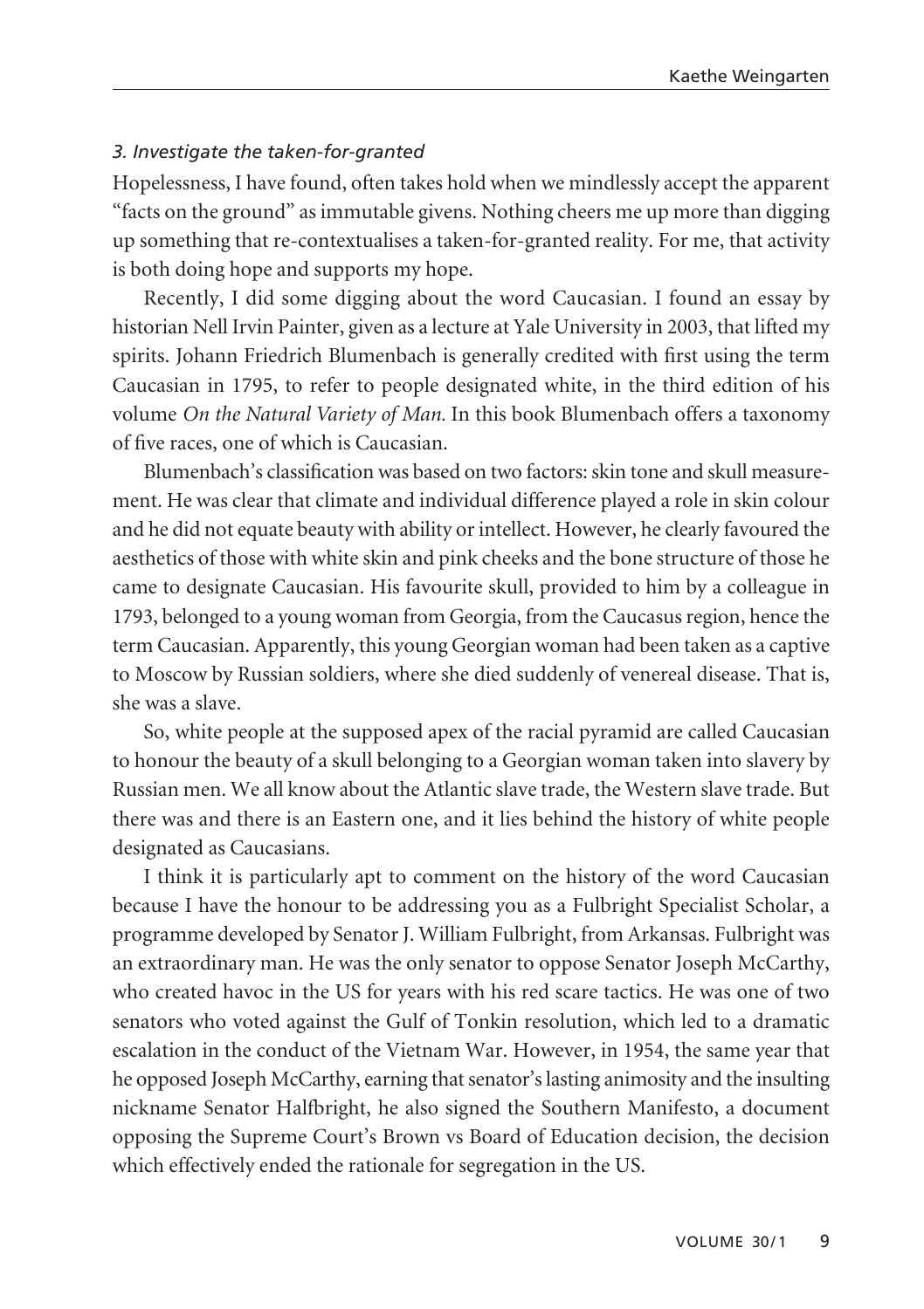### *3. Investigate the taken-for-granted*

Hopelessness, I have found, often takes hold when we mindlessly accept the apparent "facts on the ground" as immutable givens. Nothing cheers me up more than digging up something that re-contextualises a taken-for-granted reality. For me, that activity is both doing hope and supports my hope.

Recently, I did some digging about the word Caucasian. I found an essay by historian Nell Irvin Painter, given as a lecture at Yale University in 2003, that lifted my spirits. Johann Friedrich Blumenbach is generally credited with first using the term Caucasian in 1795, to refer to people designated white, in the third edition of his volume *On the Natural Variety of Man.* In this book Blumenbach offers a taxonomy of five races, one of which is Caucasian.

Blumenbach's classification was based on two factors: skin tone and skull measurement. He was clear that climate and individual difference played a role in skin colour and he did not equate beauty with ability or intellect. However, he clearly favoured the aesthetics of those with white skin and pink cheeks and the bone structure of those he came to designate Caucasian. His favourite skull, provided to him by a colleague in 1793, belonged to a young woman from Georgia, from the Caucasus region, hence the term Caucasian. Apparently, this young Georgian woman had been taken as a captive to Moscow by Russian soldiers, where she died suddenly of venereal disease. That is, she was a slave.

So, white people at the supposed apex of the racial pyramid are called Caucasian to honour the beauty of a skull belonging to a Georgian woman taken into slavery by Russian men. We all know about the Atlantic slave trade, the Western slave trade. But there was and there is an Eastern one, and it lies behind the history of white people designated as Caucasians.

I think it is particularly apt to comment on the history of the word Caucasian because I have the honour to be addressing you as a Fulbright Specialist Scholar, a programme developed by Senator J. William Fulbright, from Arkansas. Fulbright was an extraordinary man. He was the only senator to oppose Senator Joseph McCarthy, who created havoc in the US for years with his red scare tactics. He was one of two senators who voted against the Gulf of Tonkin resolution, which led to a dramatic escalation in the conduct of the Vietnam War. However, in 1954, the same year that he opposed Joseph McCarthy, earning that senator's lasting animosity and the insulting nickname Senator Halfbright, he also signed the Southern Manifesto, a document opposing the Supreme Court's Brown vs Board of Education decision, the decision which effectively ended the rationale for segregation in the US.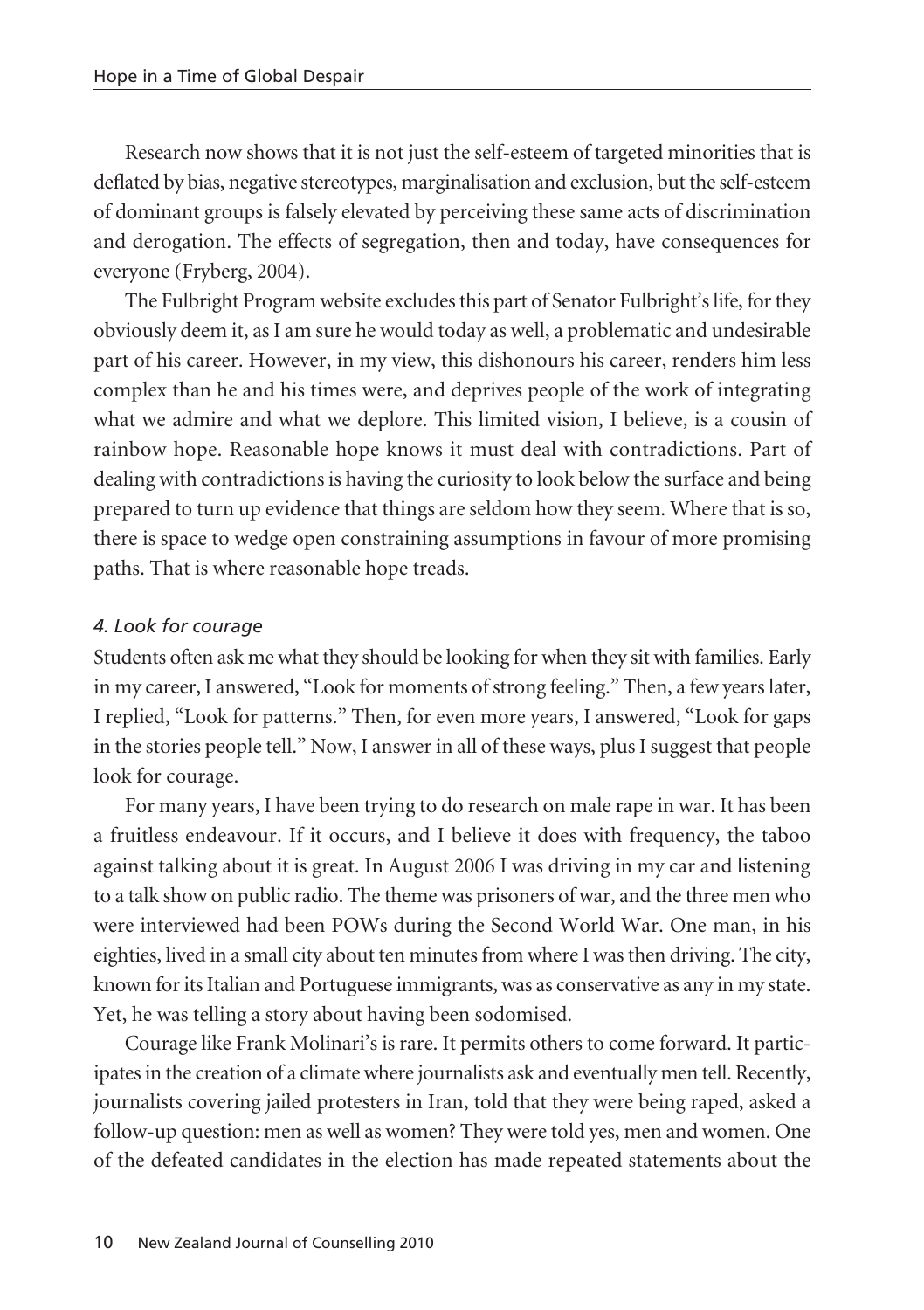Research now shows that it is not just the self-esteem of targeted minorities that is deflated by bias, negative stereotypes, marginalisation and exclusion, but the self-esteem of dominant groups is falsely elevated by perceiving these same acts of discrimination and derogation. The effects of segregation, then and today, have consequences for everyone (Fryberg, 2004).

The Fulbright Program website excludes this part of Senator Fulbright's life, for they obviously deem it, as I am sure he would today as well, a problematic and undesirable part of his career. However, in my view, this dishonours his career, renders him less complex than he and his times were, and deprives people of the work of integrating what we admire and what we deplore. This limited vision, I believe, is a cousin of rainbow hope. Reasonable hope knows it must deal with contradictions. Part of dealing with contradictions is having the curiosity to look below the surface and being prepared to turn up evidence that things are seldom how they seem. Where that is so, there is space to wedge open constraining assumptions in favour of more promising paths. That is where reasonable hope treads.

*4. Look for courage*

Students often ask me what they should be looking for when they sit with families. Early in my career, I answered, "Look for moments of strong feeling." Then, a few years later, I replied, "Look for patterns." Then, for even more years, I answered, "Look for gaps in the stories people tell." Now, I answer in all of these ways, plus I suggest that people look for courage.

For many years, I have been trying to do research on male rape in war. It has been a fruitless endeavour. If it occurs, and I believe it does with frequency, the taboo against talking about it is great. In August 2006 I was driving in my car and listening to a talk show on public radio. The theme was prisoners of war, and the three men who were interviewed had been POWs during the Second World War. One man, in his eighties, lived in a small city about ten minutes from where I was then driving. The city, known for its Italian and Portuguese immigrants, was as conservative as any in my state. Yet, he was telling a story about having been sodomised.

Courage like Frank Molinari's is rare. It permits others to come forward. It participates in the creation of a climate where journalists ask and eventually men tell. Recently, journalists covering jailed protesters in Iran, told that they were being raped, asked a follow-up question: men as well as women? They were told yes, men and women. One of the defeated candidates in the election has made repeated statements about the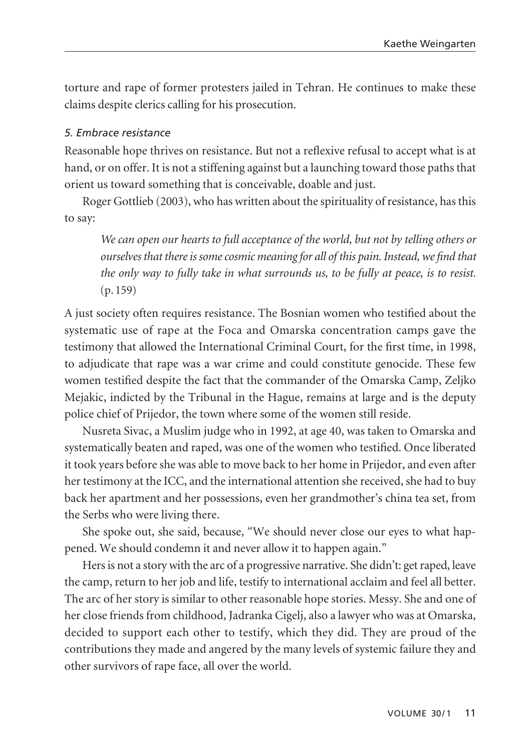torture and rape of former protesters jailed in Tehran. He continues to make these claims despite clerics calling for his prosecution.

*5. Embrace resistance*

Reasonable hope thrives on resistance. But not a reflexive refusal to accept what is at hand, or on offer. It is not a stiffening against but a launching toward those paths that orient us toward something that is conceivable, doable and just.

Roger Gottlieb (2003), who has written about the spirituality of resistance, has this to say:

> *We can open our hearts to full acceptance of the world, but not by telling others or ourselves that there is some cosmic meaning for all of this pain. Instead, we find that the only way to fully take in what surrounds us, to be fully at peace, is to resist.* (p. 159)

A just society often requires resistance. The Bosnian women who testified about the systematic use of rape at the Foca and Omarska concentration camps gave the testimony that allowed the International Criminal Court, for the first time, in 1998, to adjudicate that rape was a war crime and could constitute genocide. These few women testified despite the fact that the commander of the Omarska Camp, Zeljko Mejakic, indicted by the Tribunal in the Hague, remains at large and is the deputy police chief of Prijedor, the town where some of the women still reside.

Nusreta Sivac, a Muslim judge who in 1992, at age 40, was taken to Omarska and systematically beaten and raped, was one of the women who testified. Once liberated it took years before she was able to move back to her home in Prijedor, and even after her testimony at the ICC, and the international attention she received, she had to buy back her apartment and her possessions, even her grandmother's china tea set, from the Serbs who were living there.

She spoke out, she said, because, "We should never close our eyes to what happened. We should condemn it and never allow it to happen again."

Hers is not a story with the arc of a progressive narrative. She didn't: get raped, leave the camp, return to her job and life, testify to international acclaim and feel all better. The arc of her story is similar to other reasonable hope stories. Messy. She and one of her close friends from childhood, Jadranka Cigelj, also a lawyer who was at Omarska, decided to support each other to testify, which they did. They are proud of the contributions they made and angered by the many levels of systemic failure they and other survivors of rape face, all over the world.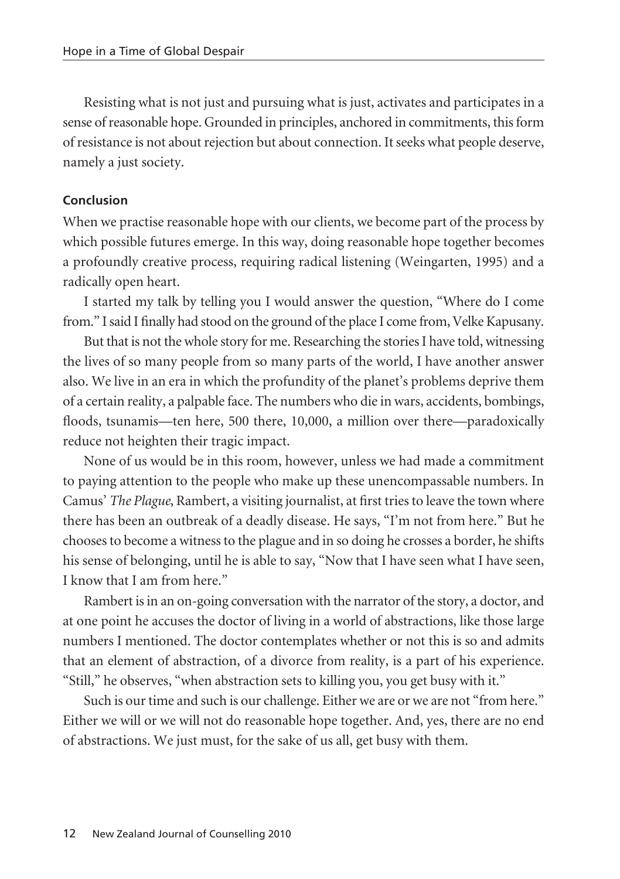Resisting what is not just and pursuing what is just, activates and participates in a sense of reasonable hope. Grounded in principles, anchored in commitments, this form of resistance is not about rejection but about connection. It seeks what people deserve, namely a just society.

## Conclusion

When we practise reasonable hope with our clients, we become part of the process by which possible futures emerge. In this way, doing reasonable hope together becomes a profoundly creative process, requiring radical listening (Weingarten, 1995) and a radically open heart.

I started my talk by telling you I would answer the question, "Where do I come from." I said I finally had stood on the ground of the place I come from, Velke Kapusany.

But that is not the whole story for me. Researching the stories I have told, witnessing the lives of so many people from so many parts of the world, I have another answer also. We live in an era in which the profundity of the planet's problems deprive them of a certain reality, a palpable face. The numbers who die in wars, accidents, bombings, floods, tsunamis—ten here, 500 there, 10,000, a million over there—paradoxically reduce not heighten their tragic impact.

None of us would be in this room, however, unless we had made a commitment to paying attention to the people who make up these unencompassable numbers. In Camus' *The Plague*, Rambert, a visiting journalist, at first tries to leave the town where there has been an outbreak of a deadly disease. He says, "I'm not from here." But he chooses to become a witness to the plague and in so doing he crosses a border, he shifts his sense of belonging, until he is able to say, "Now that I have seen what I have seen, I know that I am from here."

Rambert is in an on-going conversation with the narrator of the story, a doctor, and at one point he accuses the doctor of living in a world of abstractions, like those large numbers I mentioned. The doctor contemplates whether or not this is so and admits that an element of abstraction, of a divorce from reality, is a part of his experience. "Still," he observes, "when abstraction sets to killing you, you get busy with it."

Such is our time and such is our challenge. Either we are or we are not "from here." Either we will or we will not do reasonable hope together. And, yes, there are no end of abstractions. We just must, for the sake of us all, get busy with them.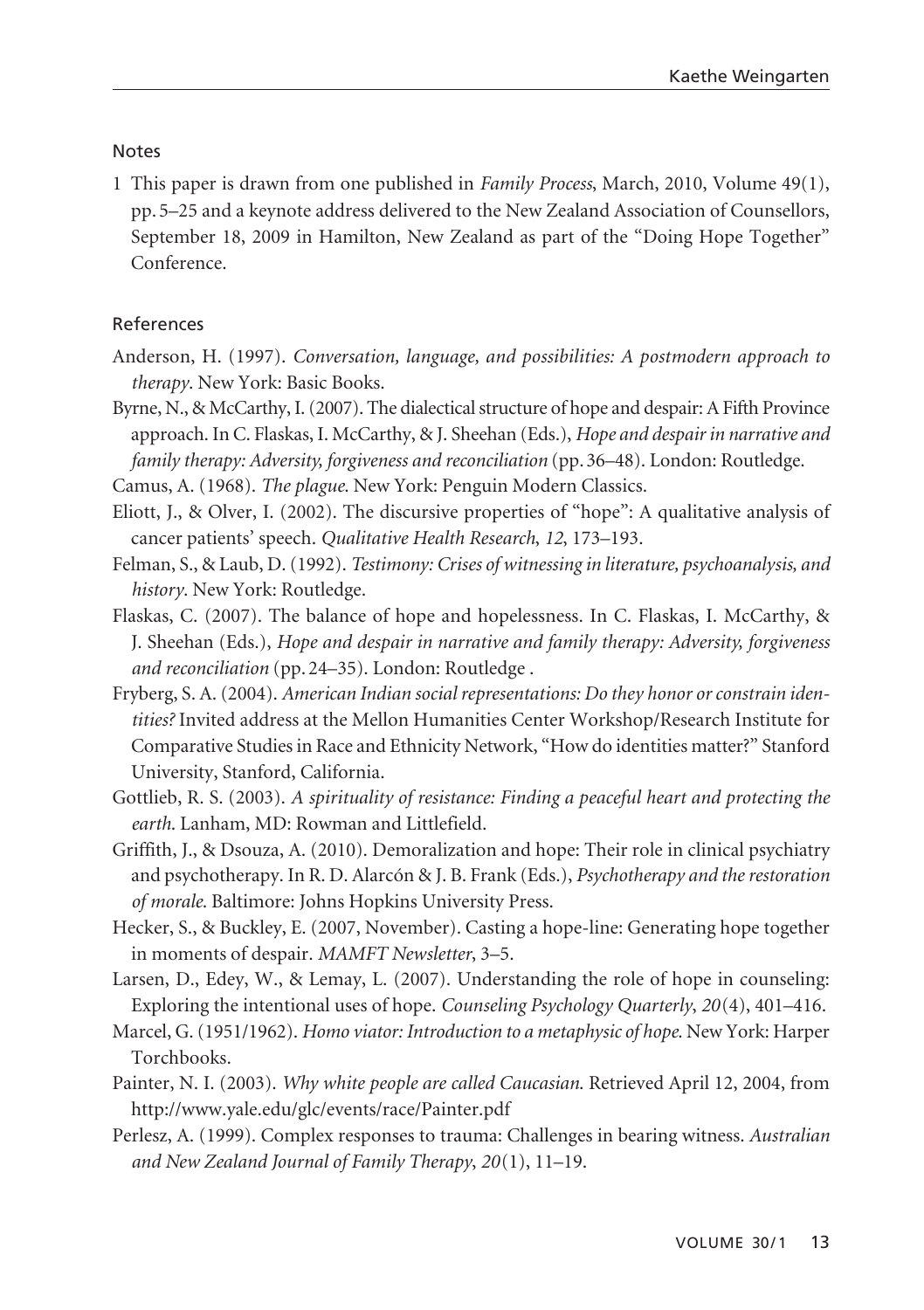## Notes

1 This paper is drawn from one published in *Family Process*, March, 2010, Volume 49(1), pp. 5–25 and a keynote address delivered to the New Zealand Association of Counsellors, September 18, 2009 in Hamilton, New Zealand as part of the "Doing Hope Together" Conference.

## References

Anderson, H. (1997). *Conversation, language, and possibilities: A postmodern approach to therapy*. New York: Basic Books.

Byrne, N., & McCarthy, I. (2007). The dialectical structure of hope and despair: A Fifth Province approach. In C. Flaskas, I. McCarthy, & J. Sheehan (Eds.), *Hope and despair in narrative and family therapy: Adversity, forgiveness and reconciliation* (pp. 36–48). London: Routledge.

Camus, A. (1968). *The plague*. New York: Penguin Modern Classics.

Eliott, J., & Olver, I. (2002). The discursive properties of "hope": A qualitative analysis of cancer patients' speech. *Qualitative Health Research*, *12*, 173–193.

Felman, S., & Laub, D. (1992). *Testimony: Crises of witnessing in literature, psychoanalysis, and history*. New York: Routledge.

Flaskas, C. (2007). The balance of hope and hopelessness. In C. Flaskas, I. McCarthy, & J. Sheehan (Eds.), *Hope and despair in narrative and family therapy: Adversity, forgiveness and reconciliation* (pp. 24–35). London: Routledge .

Fryberg, S. A. (2004). *American Indian social representations: Do they honor or constrain identities?* Invited address at the Mellon Humanities Center Workshop/Research Institute for Comparative Studies in Race and Ethnicity Network, "How do identities matter?" Stanford University, Stanford, California.

Gottlieb, R. S. (2003). *A spirituality of resistance: Finding a peaceful heart and protecting the earth*. Lanham, MD: Rowman and Littlefield.

Griffith, J., & Dsouza, A. (2010). Demoralization and hope: Their role in clinical psychiatry and psychotherapy. In R. D. Alarcón & J. B. Frank (Eds.), *Psychotherapy and the restoration of morale*. Baltimore: Johns Hopkins University Press.

Hecker, S., & Buckley, E. (2007, November). Casting a hope-line: Generating hope together in moments of despair. *MAMFT Newsletter*, 3–5.

Larsen, D., Edey, W., & Lemay, L. (2007). Understanding the role of hope in counseling: Exploring the intentional uses of hope. *Counseling Psychology Quarterly*, *20*(4), 401–416.

Marcel, G. (1951/1962). *Homo viator: Introduction to a metaphysic of hope*. New York: Harper Torchbooks.

Painter, N. I. (2003). *Why white people are called Caucasian*. Retrieved April 12, 2004, from http://www.yale.edu/glc/events/race/Painter.pdf

Perlesz, A. (1999). Complex responses to trauma: Challenges in bearing witness. *Australian and New Zealand Journal of Family Therapy*, *20*(1), 11–19.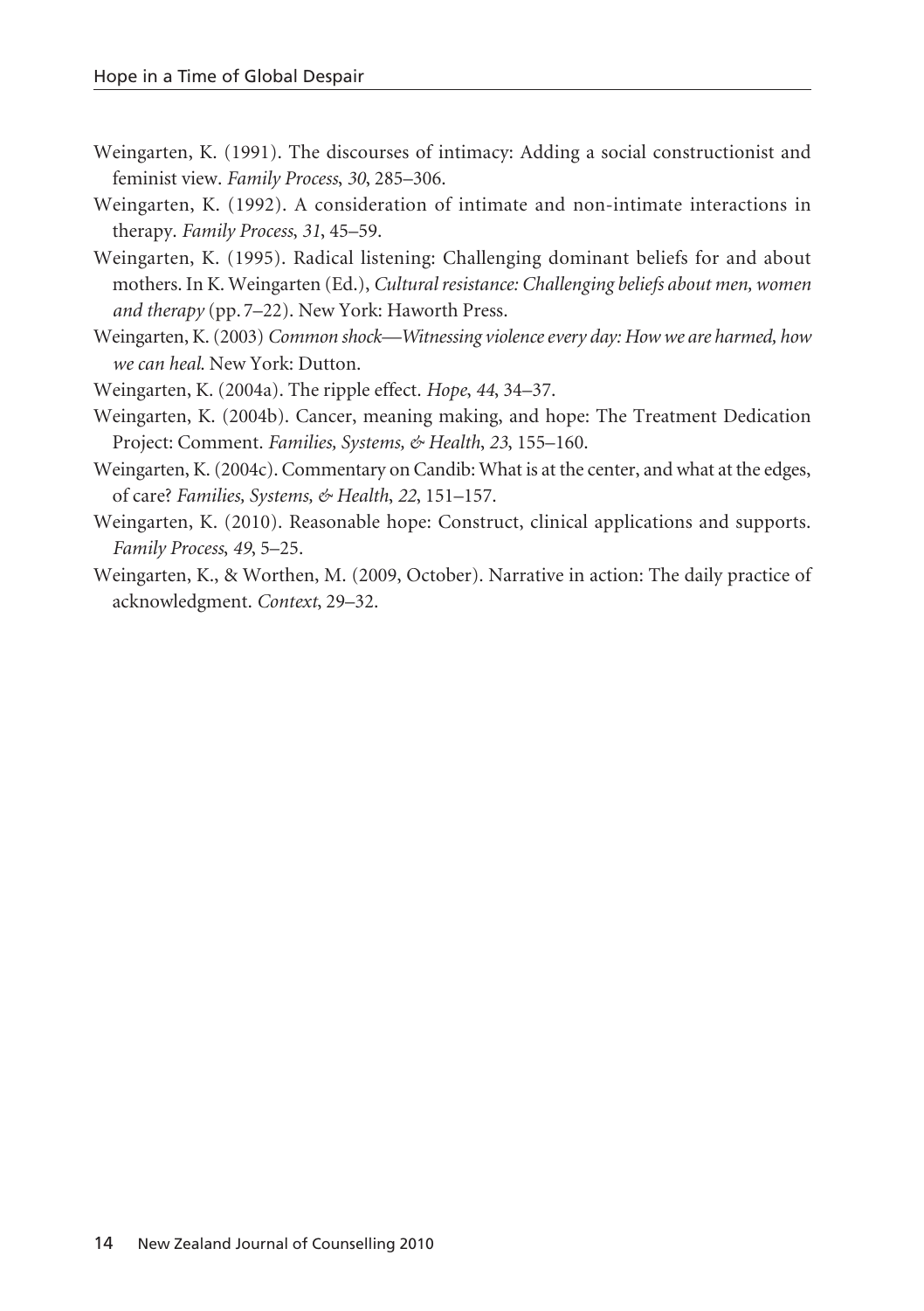Weingarten, K. (1991). The discourses of intimacy: Adding a social constructionist and feminist view. *Family Process*, *30*, 285–306.

Weingarten, K. (1992). A consideration of intimate and non-intimate interactions in therapy. *Family Process*, *31*, 45–59.

Weingarten, K. (1995). Radical listening: Challenging dominant beliefs for and about mothers. In K. Weingarten (Ed.), *Cultural resistance: Challenging beliefs about men, women and therapy* (pp. 7–22). New York: Haworth Press.

Weingarten, K. (2003) *Common shock—Witnessing violence every day: How we are harmed, how we can heal*. New York: Dutton.

Weingarten, K. (2004a). The ripple effect. *Hope*, *44*, 34–37.

Weingarten, K. (2004b). Cancer, meaning making, and hope: The Treatment Dedication Project: Comment. *Families, Systems, & Health*, *23*, 155–160.

Weingarten, K. (2004c). Commentary on Candib: What is at the center, and what at the edges, of care? *Families, Systems, & Health*, *22*, 151–157.

Weingarten, K. (2010). Reasonable hope: Construct, clinical applications and supports. *Family Process*, *49*, 5–25.

Weingarten, K., & Worthen, M. (2009, October). Narrative in action: The daily practice of acknowledgment. *Context*, 29–32.